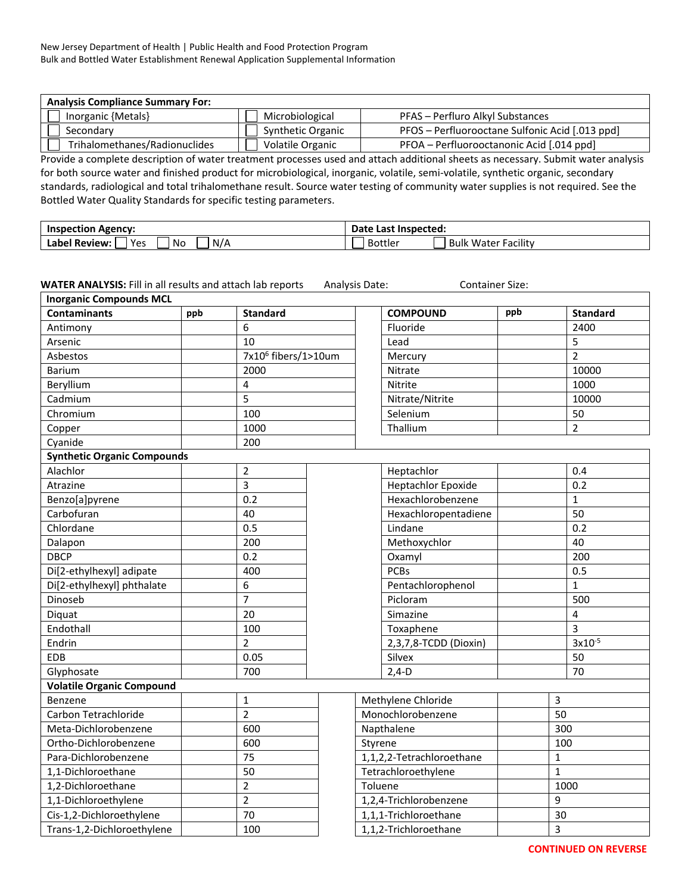New Jersey Department of Health | Public Health and Food Protection Program
Bulk and Bottled Water Establishment Renewal Application Supplemental Information

| **Analysis Compliance Summary For:** | | |
|---|---|---|
| ☐ Inorganic {Metals} | ☐ Microbiological | PFAS – Perfluro Alkyl Substances |
| ☐ Secondary | ☐ Synthetic Organic | PFOS – Perfluorooctane Sulfonic Acid [.013 ppd] |
| ☐ Trihalomethanes/Radionuclides | ☐ Volatile Organic | PFOA – Perfluorooctanonic Acid [.014 ppd] |

Provide a complete description of water treatment processes used and attach additional sheets as necessary. Submit water analysis for both source water and finished product for microbiological, inorganic, volatile, semi-volatile, synthetic organic, secondary standards, radiological and total trihalomethane result. Source water testing of community water supplies is not required. See the Bottled Water Quality Standards for specific testing parameters.

| **Inspection Agency:** | **Date Last Inspected:** |
|---|---|
| **Label Review:** ☐ Yes ☐ No ☐ N/A | ☐ Bottler ☐ Bulk Water Facility |

**WATER ANALYSIS:** Fill in all results and attach lab reports Analysis Date: Container Size:

| **Inorganic Compounds MCL** | | | | | |
|---|---|---|---|---|---|
| **Contaminants** | **ppb** | **Standard** | **COMPOUND** | **ppb** | **Standard** |
| Antimony | | 6 | Fluoride | | 2400 |
| Arsenic | | 10 | Lead | | 5 |
| Asbestos | | $7x10^6$ fibers/1>10um | Mercury | | 2 |
| Barium | | 2000 | Nitrate | | 10000 |
| Beryllium | | 4 | Nitrite | | 1000 |
| Cadmium | | 5 | Nitrate/Nitrite | | 10000 |
| Chromium | | 100 | Selenium | | 50 |
| Copper | | 1000 | Thallium | | 2 |
| Cyanide | | 200 | | | |
| **Synthetic Organic Compounds** | | | | | |
| Alachlor | | 2 | Heptachlor | | 0.4 |
| Atrazine | | 3 | Heptachlor Epoxide | | 0.2 |
| Benzo[a]pyrene | | 0.2 | Hexachlorobenzene | | 1 |
| Carbofuran | | 40 | Hexachloropentadiene | | 50 |
| Chlordane | | 0.5 | Lindane | | 0.2 |
| Dalapon | | 200 | Methoxychlor | | 40 |
| DBCP | | 0.2 | Oxamyl | | 200 |
| Di[2-ethylhexyl] adipate | | 400 | PCBs | | 0.5 |
| Di[2-ethylhexyl] phthalate | | 6 | Pentachlorophenol | | 1 |
| Dinoseb | | 7 | Picloram | | 500 |
| Diquat | | 20 | Simazine | | 4 |
| Endothall | | 100 | Toxaphene | | 3 |
| Endrin | | 2 | 2,3,7,8-TCDD (Dioxin) | | $3x10^{-5}$ |
| EDB | | 0.05 | Silvex | | 50 |
| Glyphosate | | 700 | 2,4-D | | 70 |
| **Volatile Organic Compound** | | | | | |
| Benzene | | 1 | Methylene Chloride | | 3 |
| Carbon Tetrachloride | | 2 | Monochlorobenzene | | 50 |
| Meta-Dichlorobenzene | | 600 | Napthalene | | 300 |
| Ortho-Dichlorobenzene | | 600 | Styrene | | 100 |
| Para-Dichlorobenzene | | 75 | 1,1,2,2-Tetrachloroethane | | 1 |
| 1,1-Dichloroethane | | 50 | Tetrachloroethylene | | 1 |
| 1,2-Dichloroethane | | 2 | Toluene | | 1000 |
| 1,1-Dichloroethylene | | 2 | 1,2,4-Trichlorobenzene | | 9 |
| Cis-1,2-Dichloroethylene | | 70 | 1,1,1-Trichloroethane | | 30 |
| Trans-1,2-Dichloroethylene | | 100 | 1,1,2-Trichloroethane | | 3 |

**CONTINUED ON REVERSE**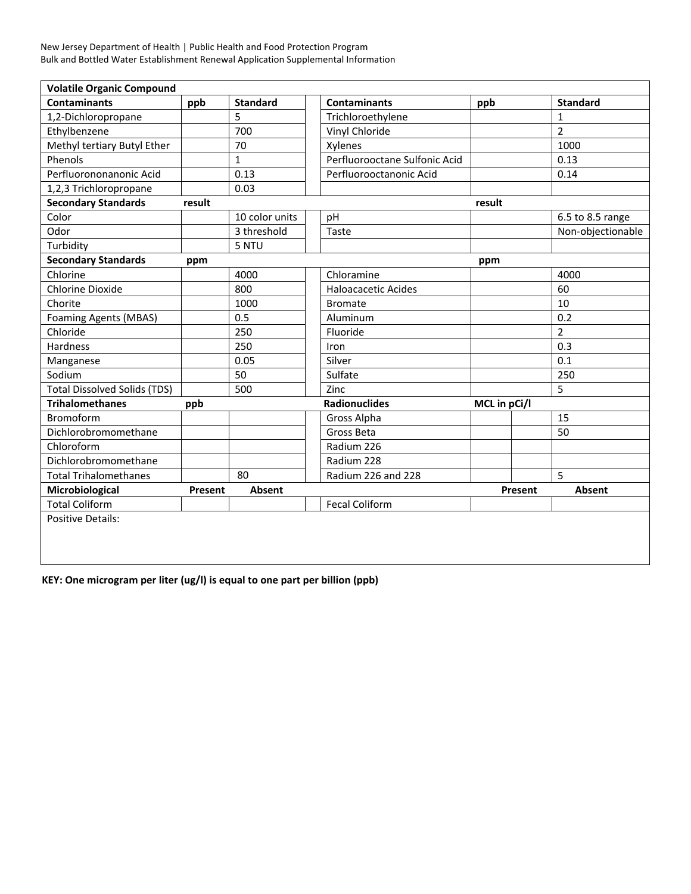| Volatile Organic Compound | | | | | | |
| --- | --- | --- | --- | --- | --- | --- |
| **Contaminants** | **ppb** | **Standard** | | **Contaminants** | **ppb** | **Standard** |
| 1,2-Dichloropropane | | 5 | | Trichloroethylene | | 1 |
| Ethylbenzene | | 700 | | Vinyl Chloride | | 2 |
| Methyl tertiary Butyl Ether | | 70 | | Xylenes | | 1000 |
| Phenols | | 1 | | Perfluorooctane Sulfonic Acid | | 0.13 |
| Perfluorononanonic Acid | | 0.13 | | Perfluorooctanonic Acid | | 0.14 |
| 1,2,3 Trichloropropane | | 0.03 | | | | |
| **Secondary Standards** | **result** | | | | **result** | |
| Color | | 10 color units | | pH | | 6.5 to 8.5 range |
| Odor | | 3 threshold | | Taste | | Non-objectionable |
| Turbidity | | 5 NTU | | | | |
| **Secondary Standards** | **ppm** | | | | **ppm** | |
| Chlorine | | 4000 | | Chloramine | | 4000 |
| Chlorine Dioxide | | 800 | | Haloacacetic Acides | | 60 |
| Chorite | | 1000 | | Bromate | | 10 |
| Foaming Agents (MBAS) | | 0.5 | | Aluminum | | 0.2 |
| Chloride | | 250 | | Fluoride | | 2 |
| Hardness | | 250 | | Iron | | 0.3 |
| Manganese | | 0.05 | | Silver | | 0.1 |
| Sodium | | 50 | | Sulfate | | 250 |
| Total Dissolved Solids (TDS) | | 500 | | Zinc | | 5 |
| **Trihalomethanes** | **ppb** | | | **Radionuclides** | **MCL in pCi/l** | |
| Bromoform | | | | Gross Alpha | | 15 |
| Dichlorobromomethane | | | | Gross Beta | | 50 |
| Chloroform | | | | Radium 226 | | |
| Dichlorobromomethane | | | | Radium 228 | | |
| Total Trihalomethanes | | 80 | | Radium 226 and 228 | | 5 |
| **Microbiological** | **Present** | **Absent** | | | **Present** | **Absent** |
| Total Coliform | | | | Fecal Coliform | | |
| Positive Details: | | | | | | |

**KEY: One microgram per liter (ug/l) is equal to one part per billion (ppb)**